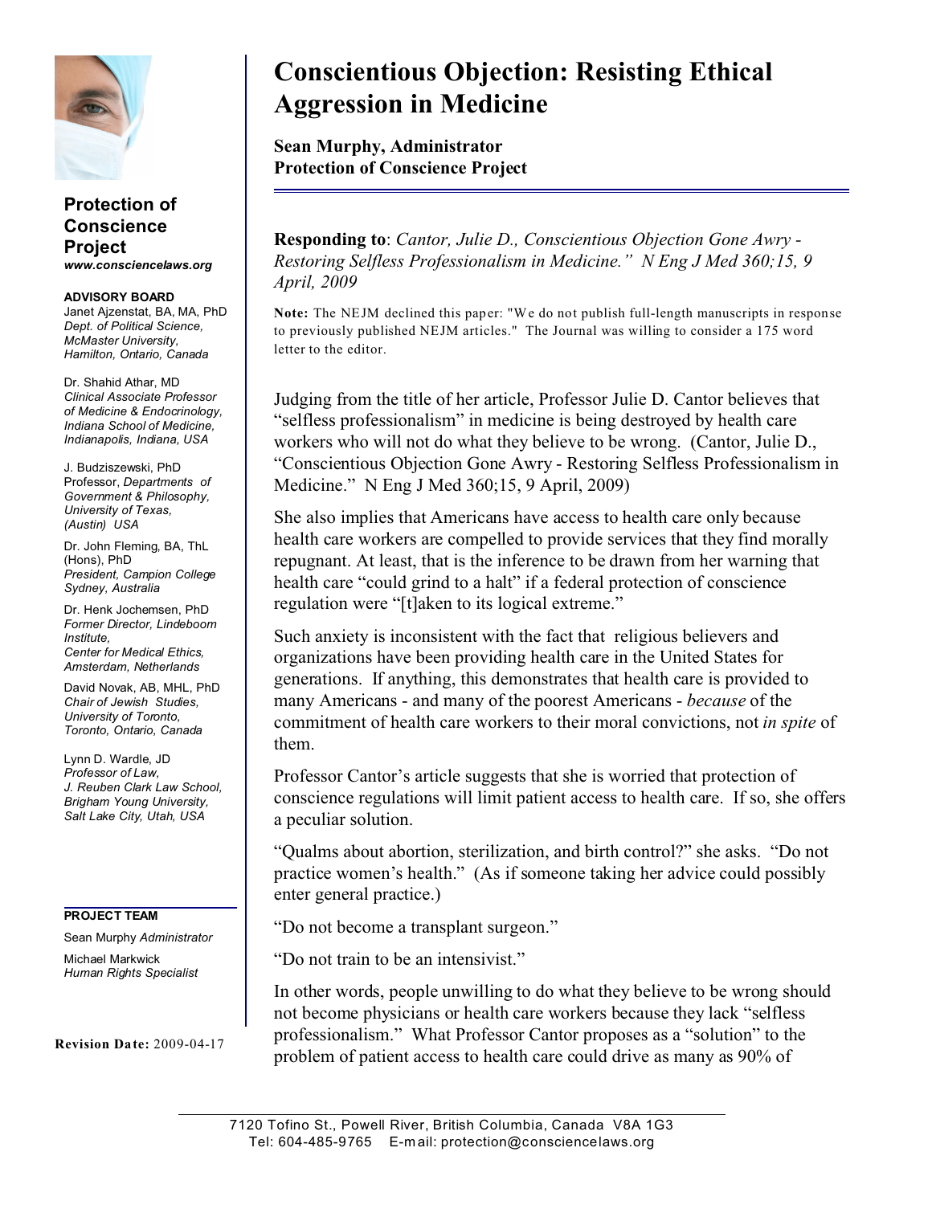# Conscientious Objection: Resisting Ethical Aggression in Medicine

**Sean Murphy, Administrator**
**Protection of Conscience Project**

**Protection of Conscience Project**
***www.consciencelaws.org***

**ADVISORY BOARD**

Janet Ajzenstat, BA, MA, PhD
*Dept. of Political Science, McMaster University, Hamilton, Ontario, Canada*

Dr. Shahid Athar, MD
*Clinical Associate Professor of Medicine & Endocrinology, Indiana School of Medicine, Indianapolis, Indiana, USA*

J. Budziszewski, PhD
Professor, *Departments of Government & Philosophy, University of Texas, (Austin) USA*

Dr. John Fleming, BA, ThL (Hons), PhD
*President, Campion College Sydney, Australia*

Dr. Henk Jochemsen, PhD
*Former Director, Lindeboom Institute, Center for Medical Ethics, Amsterdam, Netherlands*

David Novak, AB, MHL, PhD
*Chair of Jewish Studies, University of Toronto, Toronto, Ontario, Canada*

Lynn D. Wardle, JD
*Professor of Law, J. Reuben Clark Law School, Brigham Young University, Salt Lake City, Utah, USA*

**PROJECT TEAM**

Sean Murphy *Administrator*

Michael Markwick
*Human Rights Specialist*

**Revision Date:** 2009-04-17

---

**Responding to**: *Cantor, Julie D., Conscientious Objection Gone Awry - Restoring Selfless Professionalism in Medicine." N Eng J Med 360;15, 9 April, 2009*

**Note:** The NEJM declined this paper: "We do not publish full-length manuscripts in response to previously published NEJM articles." The Journal was willing to consider a 175 word letter to the editor.

Judging from the title of her article, Professor Julie D. Cantor believes that "selfless professionalism" in medicine is being destroyed by health care workers who will not do what they believe to be wrong. (Cantor, Julie D., "Conscientious Objection Gone Awry - Restoring Selfless Professionalism in Medicine." N Eng J Med 360;15, 9 April, 2009)

She also implies that Americans have access to health care only because health care workers are compelled to provide services that they find morally repugnant. At least, that is the inference to be drawn from her warning that health care "could grind to a halt" if a federal protection of conscience regulation were "[t]aken to its logical extreme."

Such anxiety is inconsistent with the fact that religious believers and organizations have been providing health care in the United States for generations. If anything, this demonstrates that health care is provided to many Americans - and many of the poorest Americans - *because* of the commitment of health care workers to their moral convictions, not *in spite* of them.

Professor Cantor's article suggests that she is worried that protection of conscience regulations will limit patient access to health care. If so, she offers a peculiar solution.

"Qualms about abortion, sterilization, and birth control?" she asks. "Do not practice women's health." (As if someone taking her advice could possibly enter general practice.)

"Do not become a transplant surgeon."

"Do not train to be an intensivist."

In other words, people unwilling to do what they believe to be wrong should not become physicians or health care workers because they lack "selfless professionalism." What Professor Cantor proposes as a "solution" to the problem of patient access to health care could drive as many as 90% of

7120 Tofino St., Powell River, British Columbia, Canada V8A 1G3
Tel: 604-485-9765 E-mail: protection@consciencelaws.org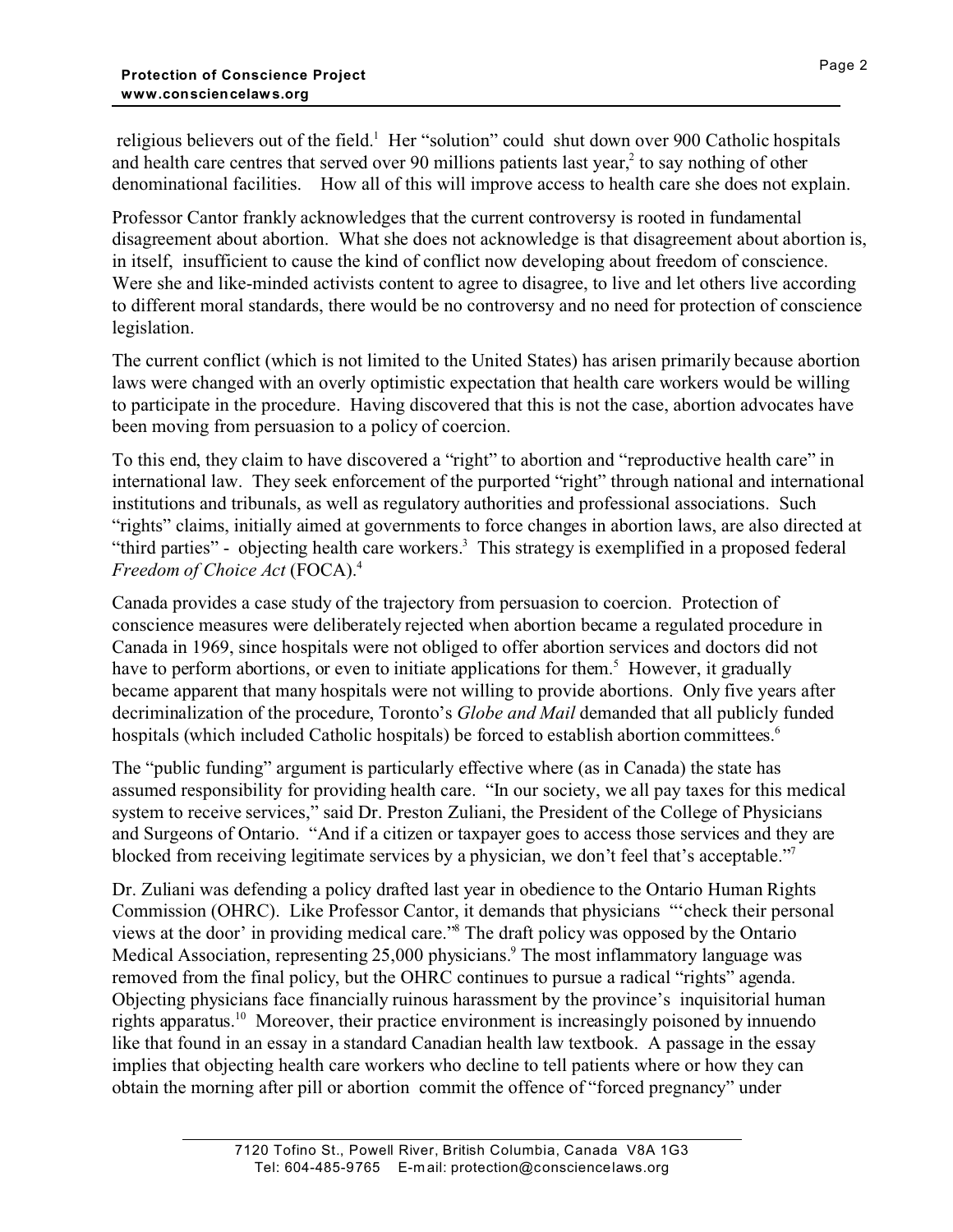religious believers out of the field.[1] Her "solution" could shut down over 900 Catholic hospitals and health care centres that served over 90 millions patients last year,[2] to say nothing of other denominational facilities. How all of this will improve access to health care she does not explain.

Professor Cantor frankly acknowledges that the current controversy is rooted in fundamental disagreement about abortion. What she does not acknowledge is that disagreement about abortion is, in itself, insufficient to cause the kind of conflict now developing about freedom of conscience. Were she and like-minded activists content to agree to disagree, to live and let others live according to different moral standards, there would be no controversy and no need for protection of conscience legislation.

The current conflict (which is not limited to the United States) has arisen primarily because abortion laws were changed with an overly optimistic expectation that health care workers would be willing to participate in the procedure. Having discovered that this is not the case, abortion advocates have been moving from persuasion to a policy of coercion.

To this end, they claim to have discovered a "right" to abortion and "reproductive health care" in international law. They seek enforcement of the purported "right" through national and international institutions and tribunals, as well as regulatory authorities and professional associations. Such "rights" claims, initially aimed at governments to force changes in abortion laws, are also directed at "third parties" - objecting health care workers.[3] This strategy is exemplified in a proposed federal *Freedom of Choice Act* (FOCA).[4]

Canada provides a case study of the trajectory from persuasion to coercion. Protection of conscience measures were deliberately rejected when abortion became a regulated procedure in Canada in 1969, since hospitals were not obliged to offer abortion services and doctors did not have to perform abortions, or even to initiate applications for them.[5] However, it gradually became apparent that many hospitals were not willing to provide abortions. Only five years after decriminalization of the procedure, Toronto's *Globe and Mail* demanded that all publicly funded hospitals (which included Catholic hospitals) be forced to establish abortion committees.[6]

The "public funding" argument is particularly effective where (as in Canada) the state has assumed responsibility for providing health care. "In our society, we all pay taxes for this medical system to receive services," said Dr. Preston Zuliani, the President of the College of Physicians and Surgeons of Ontario. "And if a citizen or taxpayer goes to access those services and they are blocked from receiving legitimate services by a physician, we don't feel that's acceptable."[7]

Dr. Zuliani was defending a policy drafted last year in obedience to the Ontario Human Rights Commission (OHRC). Like Professor Cantor, it demands that physicians "'check their personal views at the door' in providing medical care."[8] The draft policy was opposed by the Ontario Medical Association, representing 25,000 physicians.[9] The most inflammatory language was removed from the final policy, but the OHRC continues to pursue a radical "rights" agenda. Objecting physicians face financially ruinous harassment by the province's inquisitorial human rights apparatus.[10] Moreover, their practice environment is increasingly poisoned by innuendo like that found in an essay in a standard Canadian health law textbook. A passage in the essay implies that objecting health care workers who decline to tell patients where or how they can obtain the morning after pill or abortion commit the offence of "forced pregnancy" under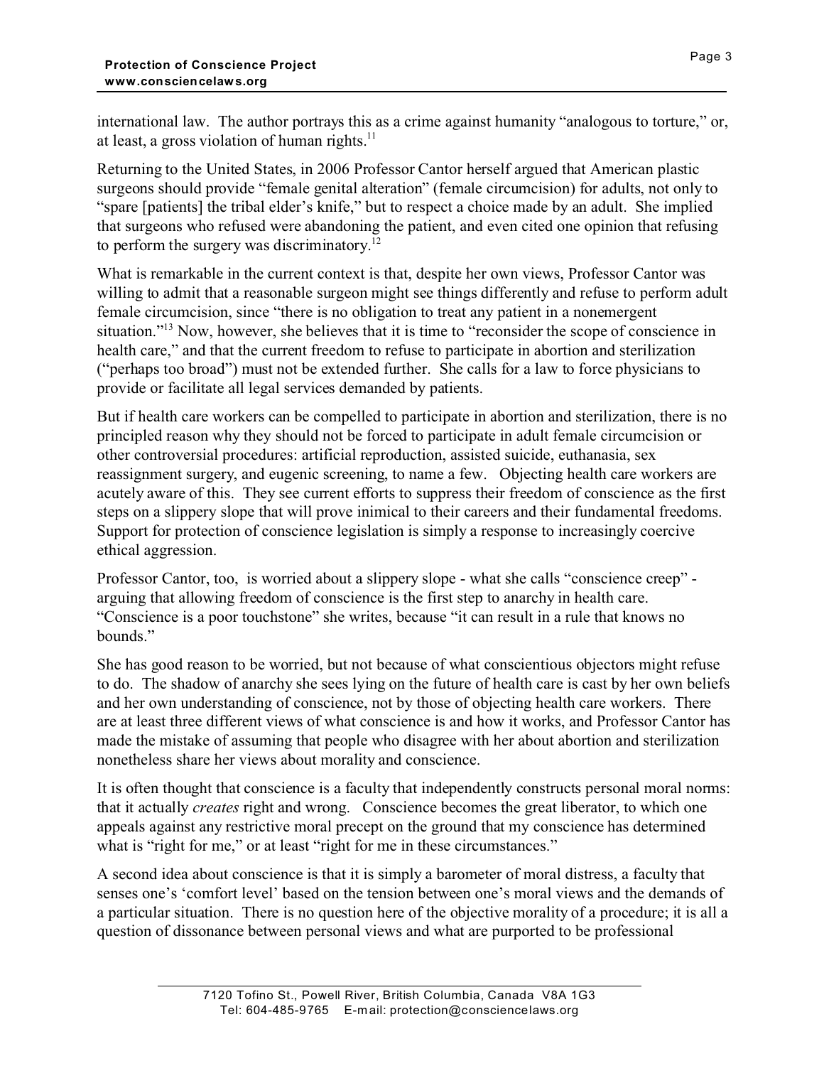international law. The author portrays this as a crime against humanity "analogous to torture," or, at least, a gross violation of human rights.[11]

Returning to the United States, in 2006 Professor Cantor herself argued that American plastic surgeons should provide "female genital alteration" (female circumcision) for adults, not only to "spare [patients] the tribal elder's knife," but to respect a choice made by an adult. She implied that surgeons who refused were abandoning the patient, and even cited one opinion that refusing to perform the surgery was discriminatory.[12]

What is remarkable in the current context is that, despite her own views, Professor Cantor was willing to admit that a reasonable surgeon might see things differently and refuse to perform adult female circumcision, since "there is no obligation to treat any patient in a nonemergent situation."[13] Now, however, she believes that it is time to "reconsider the scope of conscience in health care," and that the current freedom to refuse to participate in abortion and sterilization ("perhaps too broad") must not be extended further. She calls for a law to force physicians to provide or facilitate all legal services demanded by patients.

But if health care workers can be compelled to participate in abortion and sterilization, there is no principled reason why they should not be forced to participate in adult female circumcision or other controversial procedures: artificial reproduction, assisted suicide, euthanasia, sex reassignment surgery, and eugenic screening, to name a few. Objecting health care workers are acutely aware of this. They see current efforts to suppress their freedom of conscience as the first steps on a slippery slope that will prove inimical to their careers and their fundamental freedoms. Support for protection of conscience legislation is simply a response to increasingly coercive ethical aggression.

Professor Cantor, too, is worried about a slippery slope - what she calls "conscience creep" - arguing that allowing freedom of conscience is the first step to anarchy in health care. "Conscience is a poor touchstone" she writes, because "it can result in a rule that knows no bounds."

She has good reason to be worried, but not because of what conscientious objectors might refuse to do. The shadow of anarchy she sees lying on the future of health care is cast by her own beliefs and her own understanding of conscience, not by those of objecting health care workers. There are at least three different views of what conscience is and how it works, and Professor Cantor has made the mistake of assuming that people who disagree with her about abortion and sterilization nonetheless share her views about morality and conscience.

It is often thought that conscience is a faculty that independently constructs personal moral norms: that it actually *creates* right and wrong. Conscience becomes the great liberator, to which one appeals against any restrictive moral precept on the ground that my conscience has determined what is "right for me," or at least "right for me in these circumstances."

A second idea about conscience is that it is simply a barometer of moral distress, a faculty that senses one's 'comfort level' based on the tension between one's moral views and the demands of a particular situation. There is no question here of the objective morality of a procedure; it is all a question of dissonance between personal views and what are purported to be professional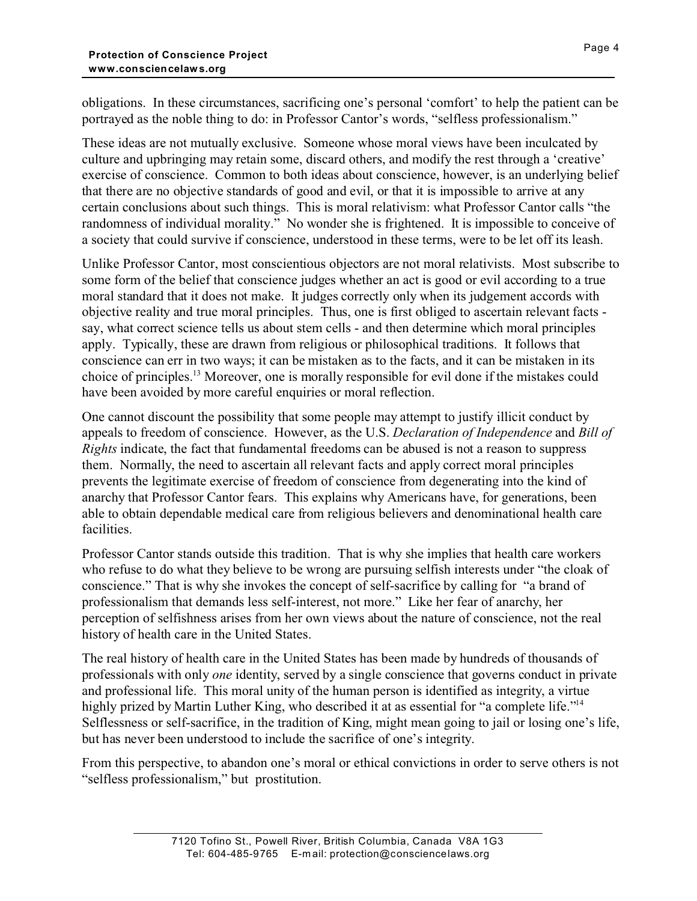obligations. In these circumstances, sacrificing one's personal 'comfort' to help the patient can be portrayed as the noble thing to do: in Professor Cantor's words, "selfless professionalism."

These ideas are not mutually exclusive. Someone whose moral views have been inculcated by culture and upbringing may retain some, discard others, and modify the rest through a 'creative' exercise of conscience. Common to both ideas about conscience, however, is an underlying belief that there are no objective standards of good and evil, or that it is impossible to arrive at any certain conclusions about such things. This is moral relativism: what Professor Cantor calls "the randomness of individual morality." No wonder she is frightened. It is impossible to conceive of a society that could survive if conscience, understood in these terms, were to be let off its leash.

Unlike Professor Cantor, most conscientious objectors are not moral relativists. Most subscribe to some form of the belief that conscience judges whether an act is good or evil according to a true moral standard that it does not make. It judges correctly only when its judgement accords with objective reality and true moral principles. Thus, one is first obliged to ascertain relevant facts - say, what correct science tells us about stem cells - and then determine which moral principles apply. Typically, these are drawn from religious or philosophical traditions. It follows that conscience can err in two ways; it can be mistaken as to the facts, and it can be mistaken in its choice of principles.[13] Moreover, one is morally responsible for evil done if the mistakes could have been avoided by more careful enquiries or moral reflection.

One cannot discount the possibility that some people may attempt to justify illicit conduct by appeals to freedom of conscience. However, as the U.S. *Declaration of Independence* and *Bill of Rights* indicate, the fact that fundamental freedoms can be abused is not a reason to suppress them. Normally, the need to ascertain all relevant facts and apply correct moral principles prevents the legitimate exercise of freedom of conscience from degenerating into the kind of anarchy that Professor Cantor fears. This explains why Americans have, for generations, been able to obtain dependable medical care from religious believers and denominational health care facilities.

Professor Cantor stands outside this tradition. That is why she implies that health care workers who refuse to do what they believe to be wrong are pursuing selfish interests under "the cloak of conscience." That is why she invokes the concept of self-sacrifice by calling for "a brand of professionalism that demands less self-interest, not more." Like her fear of anarchy, her perception of selfishness arises from her own views about the nature of conscience, not the real history of health care in the United States.

The real history of health care in the United States has been made by hundreds of thousands of professionals with only *one* identity, served by a single conscience that governs conduct in private and professional life. This moral unity of the human person is identified as integrity, a virtue highly prized by Martin Luther King, who described it at as essential for "a complete life."[14] Selflessness or self-sacrifice, in the tradition of King, might mean going to jail or losing one's life, but has never been understood to include the sacrifice of one's integrity.

From this perspective, to abandon one's moral or ethical convictions in order to serve others is not "selfless professionalism," but prostitution.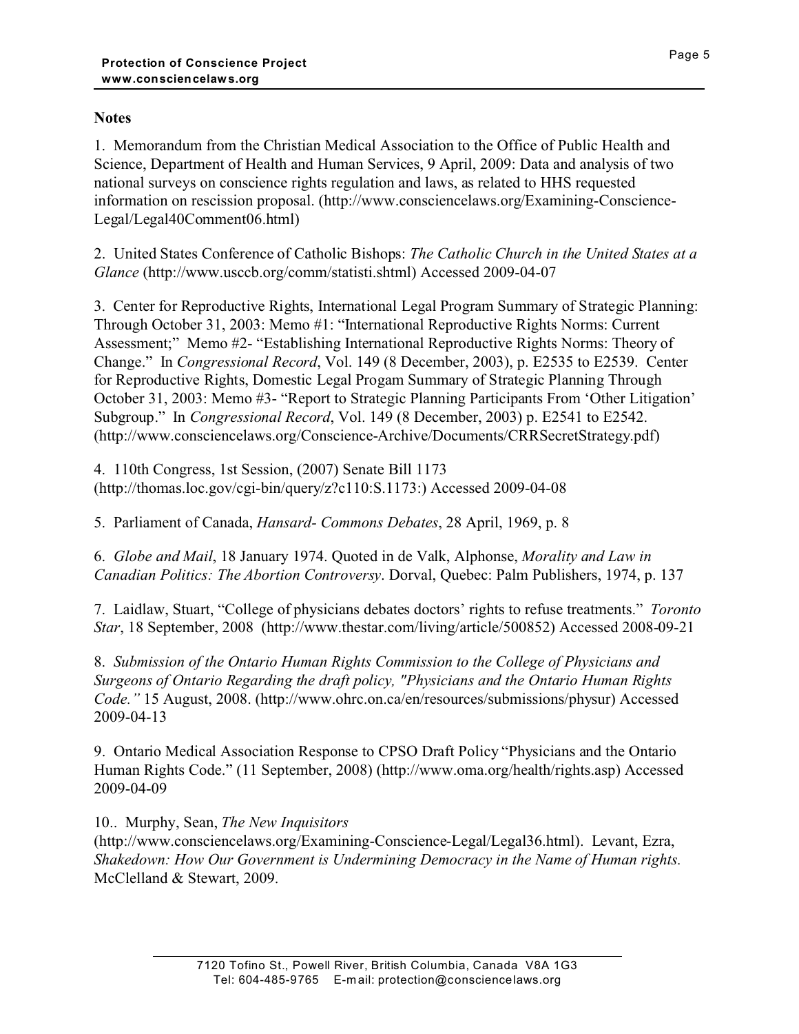## Notes

1. Memorandum from the Christian Medical Association to the Office of Public Health and Science, Department of Health and Human Services, 9 April, 2009: Data and analysis of two national surveys on conscience rights regulation and laws, as related to HHS requested information on rescission proposal. (http://www.consciencelaws.org/Examining-Conscience-Legal/Legal40Comment06.html)

2. United States Conference of Catholic Bishops: *The Catholic Church in the United States at a Glance* (http://www.usccb.org/comm/statisti.shtml) Accessed 2009-04-07

3. Center for Reproductive Rights, International Legal Program Summary of Strategic Planning: Through October 31, 2003: Memo #1: "International Reproductive Rights Norms: Current Assessment;" Memo #2- "Establishing International Reproductive Rights Norms: Theory of Change." In *Congressional Record*, Vol. 149 (8 December, 2003), p. E2535 to E2539. Center for Reproductive Rights, Domestic Legal Progam Summary of Strategic Planning Through October 31, 2003: Memo #3- "Report to Strategic Planning Participants From 'Other Litigation' Subgroup." In *Congressional Record*, Vol. 149 (8 December, 2003) p. E2541 to E2542. (http://www.consciencelaws.org/Conscience-Archive/Documents/CRRSecretStrategy.pdf)

4. 110th Congress, 1st Session, (2007) Senate Bill 1173 (http://thomas.loc.gov/cgi-bin/query/z?c110:S.1173:) Accessed 2009-04-08

5. Parliament of Canada, *Hansard- Commons Debates*, 28 April, 1969, p. 8

6. *Globe and Mail*, 18 January 1974. Quoted in de Valk, Alphonse, *Morality and Law in Canadian Politics: The Abortion Controversy*. Dorval, Quebec: Palm Publishers, 1974, p. 137

7. Laidlaw, Stuart, "College of physicians debates doctors' rights to refuse treatments." *Toronto Star*, 18 September, 2008 (http://www.thestar.com/living/article/500852) Accessed 2008-09-21

8. *Submission of the Ontario Human Rights Commission to the College of Physicians and Surgeons of Ontario Regarding the draft policy, "Physicians and the Ontario Human Rights Code."* 15 August, 2008. (http://www.ohrc.on.ca/en/resources/submissions/physur) Accessed 2009-04-13

9. Ontario Medical Association Response to CPSO Draft Policy "Physicians and the Ontario Human Rights Code." (11 September, 2008) (http://www.oma.org/health/rights.asp) Accessed 2009-04-09

10.. Murphy, Sean, *The New Inquisitors* (http://www.consciencelaws.org/Examining-Conscience-Legal/Legal36.html). Levant, Ezra, *Shakedown: How Our Government is Undermining Democracy in the Name of Human rights.* McClelland & Stewart, 2009.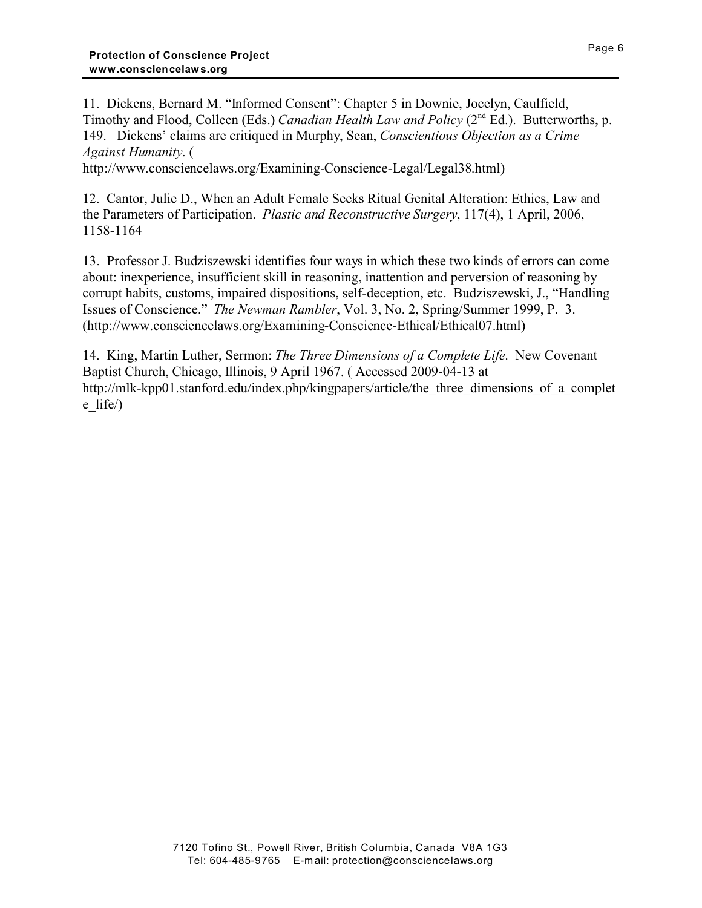11. Dickens, Bernard M. "Informed Consent": Chapter 5 in Downie, Jocelyn, Caulfield, Timothy and Flood, Colleen (Eds.) *Canadian Health Law and Policy* (2nd Ed.). Butterworths, p. 149. Dickens' claims are critiqued in Murphy, Sean, *Conscientious Objection as a Crime Against Humanity*. (http://www.consciencelaws.org/Examining-Conscience-Legal/Legal38.html)

12. Cantor, Julie D., When an Adult Female Seeks Ritual Genital Alteration: Ethics, Law and the Parameters of Participation. *Plastic and Reconstructive Surgery*, 117(4), 1 April, 2006, 1158-1164

13. Professor J. Budziszewski identifies four ways in which these two kinds of errors can come about: inexperience, insufficient skill in reasoning, inattention and perversion of reasoning by corrupt habits, customs, impaired dispositions, self-deception, etc. Budziszewski, J., "Handling Issues of Conscience." *The Newman Rambler*, Vol. 3, No. 2, Spring/Summer 1999, P. 3. (http://www.consciencelaws.org/Examining-Conscience-Ethical/Ethical07.html)

14. King, Martin Luther, Sermon: *The Three Dimensions of a Complete Life*. New Covenant Baptist Church, Chicago, Illinois, 9 April 1967. ( Accessed 2009-04-13 at http://mlk-kpp01.stanford.edu/index.php/kingpapers/article/the_three_dimensions_of_a_complete_life/)